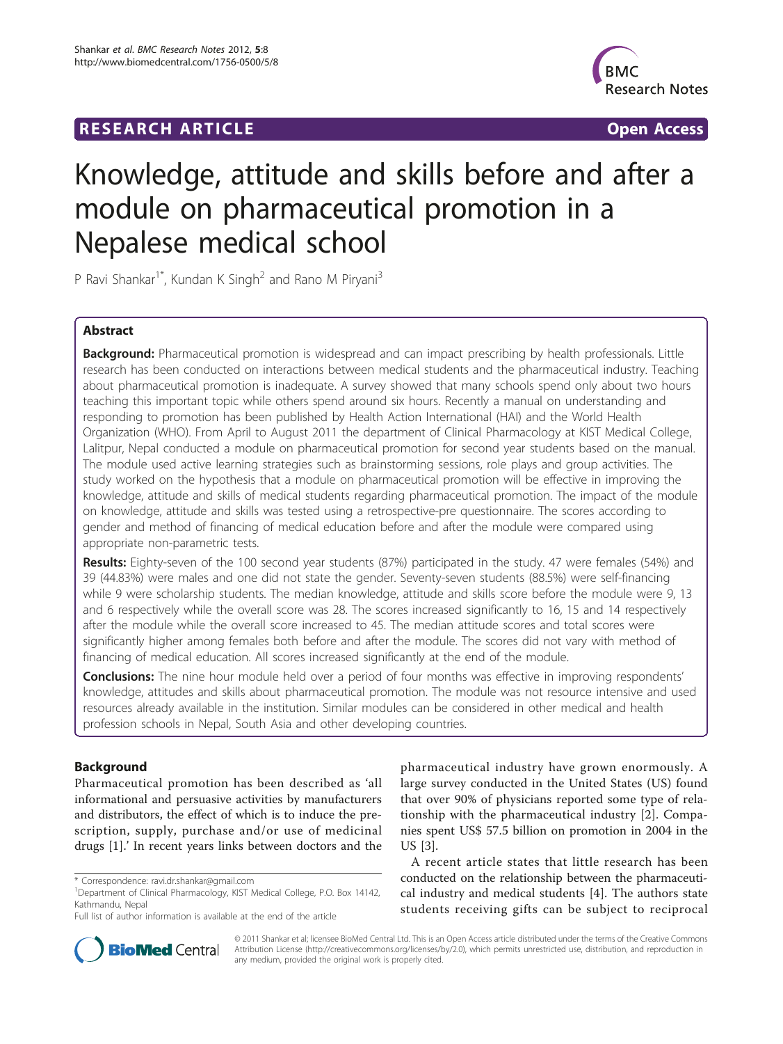RESEARCH ARTICLE **Open Access**

# Knowledge, attitude and skills before and after a module on pharmaceutical promotion in a Nepalese medical school

P Ravi Shankar[1*], Kundan K Singh[2] and Rano M Piryani[3]

## Abstract

**Background:** Pharmaceutical promotion is widespread and can impact prescribing by health professionals. Little research has been conducted on interactions between medical students and the pharmaceutical industry. Teaching about pharmaceutical promotion is inadequate. A survey showed that many schools spend only about two hours teaching this important topic while others spend around six hours. Recently a manual on understanding and responding to promotion has been published by Health Action International (HAI) and the World Health Organization (WHO). From April to August 2011 the department of Clinical Pharmacology at KIST Medical College, Lalitpur, Nepal conducted a module on pharmaceutical promotion for second year students based on the manual. The module used active learning strategies such as brainstorming sessions, role plays and group activities. The study worked on the hypothesis that a module on pharmaceutical promotion will be effective in improving the knowledge, attitude and skills of medical students regarding pharmaceutical promotion. The impact of the module on knowledge, attitude and skills was tested using a retrospective-pre questionnaire. The scores according to gender and method of financing of medical education before and after the module were compared using appropriate non-parametric tests.

**Results:** Eighty-seven of the 100 second year students (87%) participated in the study. 47 were females (54%) and 39 (44.83%) were males and one did not state the gender. Seventy-seven students (88.5%) were self-financing while 9 were scholarship students. The median knowledge, attitude and skills score before the module were 9, 13 and 6 respectively while the overall score was 28. The scores increased significantly to 16, 15 and 14 respectively after the module while the overall score increased to 45. The median attitude scores and total scores were significantly higher among females both before and after the module. The scores did not vary with method of financing of medical education. All scores increased significantly at the end of the module.

**Conclusions:** The nine hour module held over a period of four months was effective in improving respondents' knowledge, attitudes and skills about pharmaceutical promotion. The module was not resource intensive and used resources already available in the institution. Similar modules can be considered in other medical and health profession schools in Nepal, South Asia and other developing countries.

## Background

Pharmaceutical promotion has been described as 'all informational and persuasive activities by manufacturers and distributors, the effect of which is to induce the prescription, supply, purchase and/or use of medicinal drugs [1].' In recent years links between doctors and the pharmaceutical industry have grown enormously. A large survey conducted in the United States (US) found that over 90% of physicians reported some type of relationship with the pharmaceutical industry [2]. Companies spent US$ 57.5 billion on promotion in 2004 in the US [3].

A recent article states that little research has been conducted on the relationship between the pharmaceutical industry and medical students [4]. The authors state students receiving gifts can be subject to reciprocal

\* Correspondence: ravi.dr.shankar@gmail.com
[1]Department of Clinical Pharmacology, KIST Medical College, P.O. Box 14142, Kathmandu, Nepal
Full list of author information is available at the end of the article

© 2011 Shankar et al; licensee BioMed Central Ltd. This is an Open Access article distributed under the terms of the Creative Commons Attribution License (http://creativecommons.org/licenses/by/2.0), which permits unrestricted use, distribution, and reproduction in any medium, provided the original work is properly cited.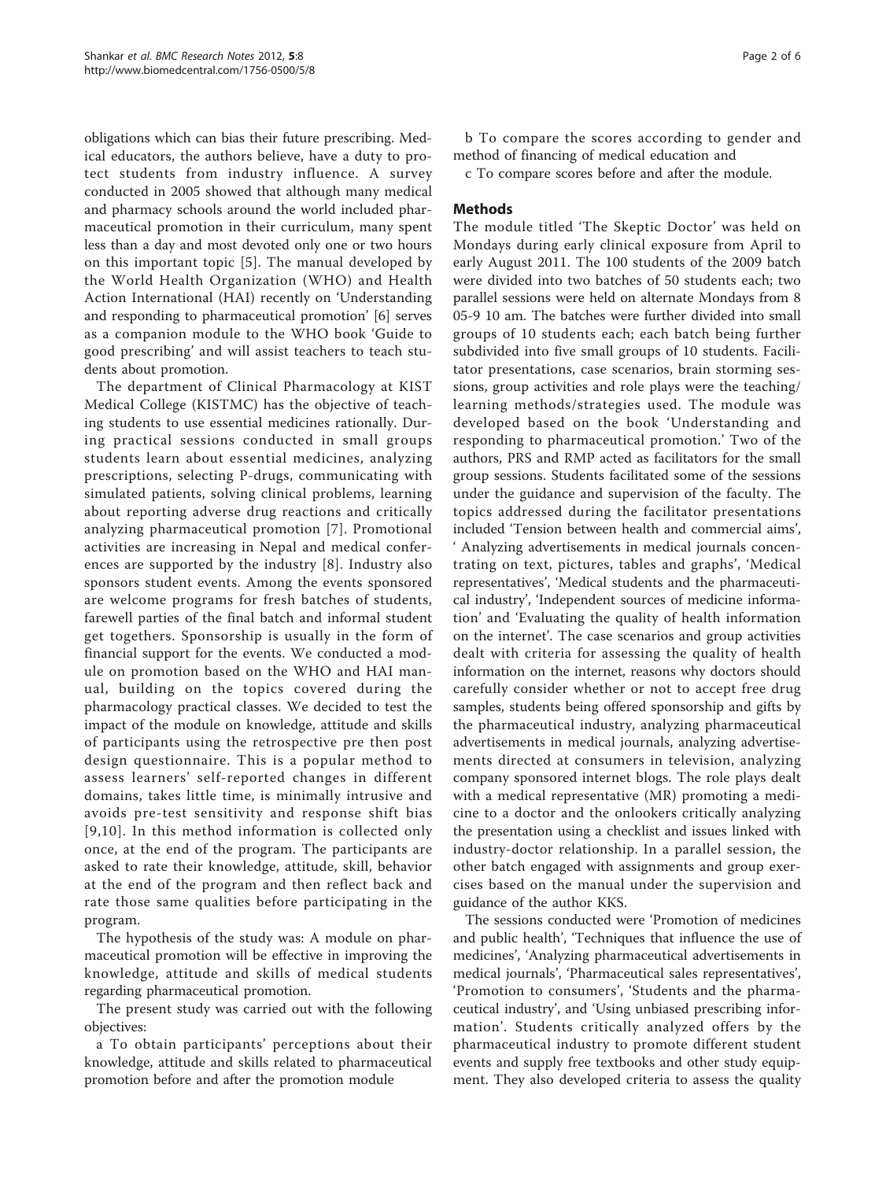obligations which can bias their future prescribing. Medical educators, the authors believe, have a duty to protect students from industry influence. A survey conducted in 2005 showed that although many medical and pharmacy schools around the world included pharmaceutical promotion in their curriculum, many spent less than a day and most devoted only one or two hours on this important topic [5]. The manual developed by the World Health Organization (WHO) and Health Action International (HAI) recently on 'Understanding and responding to pharmaceutical promotion' [6] serves as a companion module to the WHO book 'Guide to good prescribing' and will assist teachers to teach students about promotion.

The department of Clinical Pharmacology at KIST Medical College (KISTMC) has the objective of teaching students to use essential medicines rationally. During practical sessions conducted in small groups students learn about essential medicines, analyzing prescriptions, selecting P-drugs, communicating with simulated patients, solving clinical problems, learning about reporting adverse drug reactions and critically analyzing pharmaceutical promotion [7]. Promotional activities are increasing in Nepal and medical conferences are supported by the industry [8]. Industry also sponsors student events. Among the events sponsored are welcome programs for fresh batches of students, farewell parties of the final batch and informal student get togethers. Sponsorship is usually in the form of financial support for the events. We conducted a module on promotion based on the WHO and HAI manual, building on the topics covered during the pharmacology practical classes. We decided to test the impact of the module on knowledge, attitude and skills of participants using the retrospective pre then post design questionnaire. This is a popular method to assess learners' self-reported changes in different domains, takes little time, is minimally intrusive and avoids pre-test sensitivity and response shift bias [9,10]. In this method information is collected only once, at the end of the program. The participants are asked to rate their knowledge, attitude, skill, behavior at the end of the program and then reflect back and rate those same qualities before participating in the program.

The hypothesis of the study was: A module on pharmaceutical promotion will be effective in improving the knowledge, attitude and skills of medical students regarding pharmaceutical promotion.

The present study was carried out with the following objectives:

a To obtain participants' perceptions about their knowledge, attitude and skills related to pharmaceutical promotion before and after the promotion module

b To compare the scores according to gender and method of financing of medical education and

c To compare scores before and after the module.

## Methods

The module titled 'The Skeptic Doctor' was held on Mondays during early clinical exposure from April to early August 2011. The 100 students of the 2009 batch were divided into two batches of 50 students each; two parallel sessions were held on alternate Mondays from 8 05-9 10 am. The batches were further divided into small groups of 10 students each; each batch being further subdivided into five small groups of 10 students. Facilitator presentations, case scenarios, brain storming sessions, group activities and role plays were the teaching/learning methods/strategies used. The module was developed based on the book 'Understanding and responding to pharmaceutical promotion.' Two of the authors, PRS and RMP acted as facilitators for the small group sessions. Students facilitated some of the sessions under the guidance and supervision of the faculty. The topics addressed during the facilitator presentations included 'Tension between health and commercial aims', ' Analyzing advertisements in medical journals concentrating on text, pictures, tables and graphs', 'Medical representatives', 'Medical students and the pharmaceutical industry', 'Independent sources of medicine information' and 'Evaluating the quality of health information on the internet'. The case scenarios and group activities dealt with criteria for assessing the quality of health information on the internet, reasons why doctors should carefully consider whether or not to accept free drug samples, students being offered sponsorship and gifts by the pharmaceutical industry, analyzing pharmaceutical advertisements in medical journals, analyzing advertisements directed at consumers in television, analyzing company sponsored internet blogs. The role plays dealt with a medical representative (MR) promoting a medicine to a doctor and the onlookers critically analyzing the presentation using a checklist and issues linked with industry-doctor relationship. In a parallel session, the other batch engaged with assignments and group exercises based on the manual under the supervision and guidance of the author KKS.

The sessions conducted were 'Promotion of medicines and public health', 'Techniques that influence the use of medicines', 'Analyzing pharmaceutical advertisements in medical journals', 'Pharmaceutical sales representatives', 'Promotion to consumers', 'Students and the pharmaceutical industry', and 'Using unbiased prescribing information'. Students critically analyzed offers by the pharmaceutical industry to promote different student events and supply free textbooks and other study equipment. They also developed criteria to assess the quality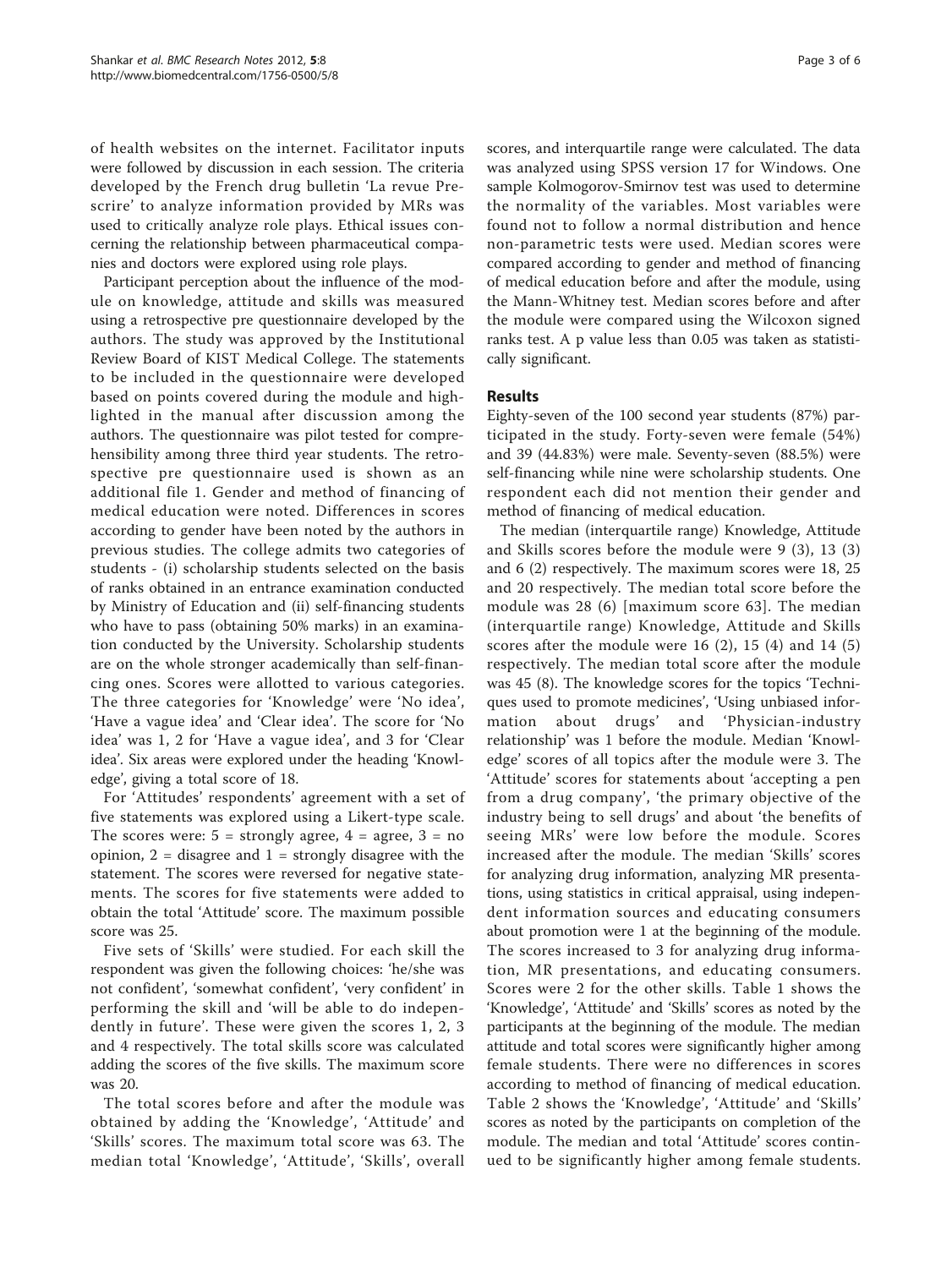of health websites on the internet. Facilitator inputs were followed by discussion in each session. The criteria developed by the French drug bulletin 'La revue Prescrire' to analyze information provided by MRs was used to critically analyze role plays. Ethical issues concerning the relationship between pharmaceutical companies and doctors were explored using role plays.

Participant perception about the influence of the module on knowledge, attitude and skills was measured using a retrospective pre questionnaire developed by the authors. The study was approved by the Institutional Review Board of KIST Medical College. The statements to be included in the questionnaire were developed based on points covered during the module and highlighted in the manual after discussion among the authors. The questionnaire was pilot tested for comprehensibility among three third year students. The retrospective pre questionnaire used is shown as an additional file 1. Gender and method of financing of medical education were noted. Differences in scores according to gender have been noted by the authors in previous studies. The college admits two categories of students - (i) scholarship students selected on the basis of ranks obtained in an entrance examination conducted by Ministry of Education and (ii) self-financing students who have to pass (obtaining 50% marks) in an examination conducted by the University. Scholarship students are on the whole stronger academically than self-financing ones. Scores were allotted to various categories. The three categories for 'Knowledge' were 'No idea', 'Have a vague idea' and 'Clear idea'. The score for 'No idea' was 1, 2 for 'Have a vague idea', and 3 for 'Clear idea'. Six areas were explored under the heading 'Knowledge', giving a total score of 18.

For 'Attitudes' respondents' agreement with a set of five statements was explored using a Likert-type scale. The scores were: 5 = strongly agree, 4 = agree, 3 = no opinion, 2 = disagree and 1 = strongly disagree with the statement. The scores were reversed for negative statements. The scores for five statements were added to obtain the total 'Attitude' score. The maximum possible score was 25.

Five sets of 'Skills' were studied. For each skill the respondent was given the following choices: 'he/she was not confident', 'somewhat confident', 'very confident' in performing the skill and 'will be able to do independently in future'. These were given the scores 1, 2, 3 and 4 respectively. The total skills score was calculated adding the scores of the five skills. The maximum score was 20.

The total scores before and after the module was obtained by adding the 'Knowledge', 'Attitude' and 'Skills' scores. The maximum total score was 63. The median total 'Knowledge', 'Attitude', 'Skills', overall scores, and interquartile range were calculated. The data was analyzed using SPSS version 17 for Windows. One sample Kolmogorov-Smirnov test was used to determine the normality of the variables. Most variables were found not to follow a normal distribution and hence non-parametric tests were used. Median scores were compared according to gender and method of financing of medical education before and after the module, using the Mann-Whitney test. Median scores before and after the module were compared using the Wilcoxon signed ranks test. A p value less than 0.05 was taken as statistically significant.

## Results

Eighty-seven of the 100 second year students (87%) participated in the study. Forty-seven were female (54%) and 39 (44.83%) were male. Seventy-seven (88.5%) were self-financing while nine were scholarship students. One respondent each did not mention their gender and method of financing of medical education.

The median (interquartile range) Knowledge, Attitude and Skills scores before the module were 9 (3), 13 (3) and 6 (2) respectively. The maximum scores were 18, 25 and 20 respectively. The median total score before the module was 28 (6) [maximum score 63]. The median (interquartile range) Knowledge, Attitude and Skills scores after the module were 16 (2), 15 (4) and 14 (5) respectively. The median total score after the module was 45 (8). The knowledge scores for the topics 'Techniques used to promote medicines', 'Using unbiased information about drugs' and 'Physician-industry relationship' was 1 before the module. Median 'Knowledge' scores of all topics after the module were 3. The 'Attitude' scores for statements about 'accepting a pen from a drug company', 'the primary objective of the industry being to sell drugs' and about 'the benefits of seeing MRs' were low before the module. Scores increased after the module. The median 'Skills' scores for analyzing drug information, analyzing MR presentations, using statistics in critical appraisal, using independent information sources and educating consumers about promotion were 1 at the beginning of the module. The scores increased to 3 for analyzing drug information, MR presentations, and educating consumers. Scores were 2 for the other skills. Table 1 shows the 'Knowledge', 'Attitude' and 'Skills' scores as noted by the participants at the beginning of the module. The median attitude and total scores were significantly higher among female students. There were no differences in scores according to method of financing of medical education. Table 2 shows the 'Knowledge', 'Attitude' and 'Skills' scores as noted by the participants on completion of the module. The median and total 'Attitude' scores continued to be significantly higher among female students.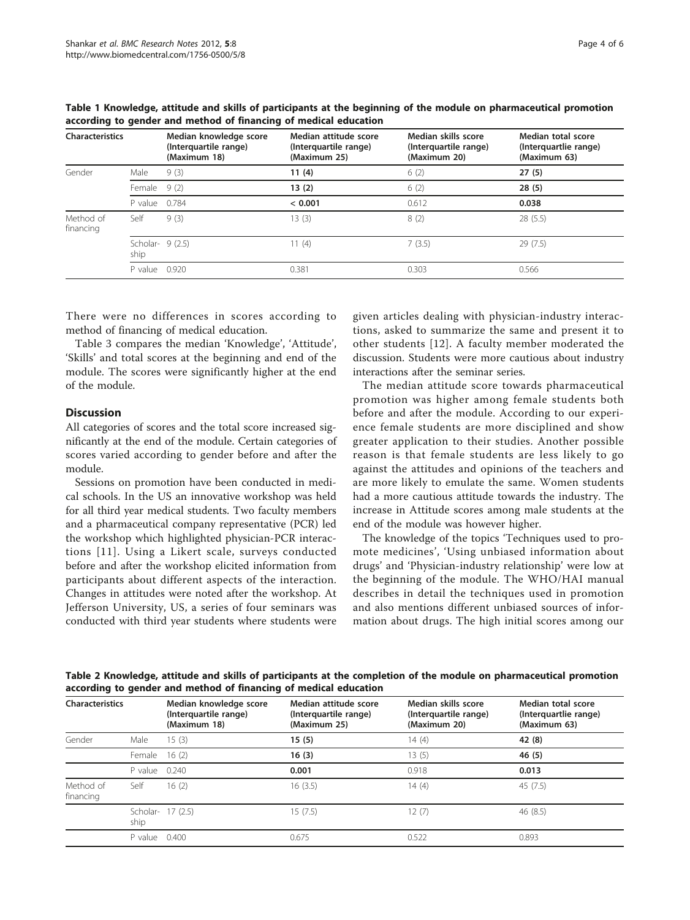**Table 1 Knowledge, attitude and skills of participants at the beginning of the module on pharmaceutical promotion according to gender and method of financing of medical education**

| Characteristics | | Median knowledge score (Interquartile range) (Maximum 18) | Median attitude score (Interquartile range) (Maximum 25) | Median skills score (Interquartile range) (Maximum 20) | Median total score (Interquartlie range) (Maximum 63) |
|---|---|---|---|---|---|
| Gender | Male | 9 (3) | **11 (4)** | 6 (2) | **27 (5)** |
| | Female | 9 (2) | **13 (2)** | 6 (2) | **28 (5)** |
| | P value | 0.784 | **< 0.001** | 0.612 | **0.038** |
| Method of financing | Self | 9 (3) | 13 (3) | 8 (2) | 28 (5.5) |
| | Scholarship | 9 (2.5) | 11 (4) | 7 (3.5) | 29 (7.5) |
| | P value | 0.920 | 0.381 | 0.303 | 0.566 |

There were no differences in scores according to method of financing of medical education.

Table 3 compares the median 'Knowledge', 'Attitude', 'Skills' and total scores at the beginning and end of the module. The scores were significantly higher at the end of the module.

## Discussion

All categories of scores and the total score increased significantly at the end of the module. Certain categories of scores varied according to gender before and after the module.

Sessions on promotion have been conducted in medical schools. In the US an innovative workshop was held for all third year medical students. Two faculty members and a pharmaceutical company representative (PCR) led the workshop which highlighted physician-PCR interactions [11]. Using a Likert scale, surveys conducted before and after the workshop elicited information from participants about different aspects of the interaction. Changes in attitudes were noted after the workshop. At Jefferson University, US, a series of four seminars was conducted with third year students where students were given articles dealing with physician-industry interactions, asked to summarize the same and present it to other students [12]. A faculty member moderated the discussion. Students were more cautious about industry interactions after the seminar series.

The median attitude score towards pharmaceutical promotion was higher among female students both before and after the module. According to our experience female students are more disciplined and show greater application to their studies. Another possible reason is that female students are less likely to go against the attitudes and opinions of the teachers and are more likely to emulate the same. Women students had a more cautious attitude towards the industry. The increase in Attitude scores among male students at the end of the module was however higher.

The knowledge of the topics 'Techniques used to promote medicines', 'Using unbiased information about drugs' and 'Physician-industry relationship' were low at the beginning of the module. The WHO/HAI manual describes in detail the techniques used in promotion and also mentions different unbiased sources of information about drugs. The high initial scores among our

**Table 2 Knowledge, attitude and skills of participants at the completion of the module on pharmaceutical promotion according to gender and method of financing of medical education**

| Characteristics | | Median knowledge score (Interquartile range) (Maximum 18) | Median attitude score (Interquartile range) (Maximum 25) | Median skills score (Interquartile range) (Maximum 20) | Median total score (Interquartlie range) (Maximum 63) |
|---|---|---|---|---|---|
| Gender | Male | 15 (3) | **15 (5)** | 14 (4) | **42 (8)** |
| | Female | 16 (2) | **16 (3)** | 13 (5) | **46 (5)** |
| | P value | 0.240 | **0.001** | 0.918 | **0.013** |
| Method of financing | Self | 16 (2) | 16 (3.5) | 14 (4) | 45 (7.5) |
| | Scholarship | 17 (2.5) | 15 (7.5) | 12 (7) | 46 (8.5) |
| | P value | 0.400 | 0.675 | 0.522 | 0.893 |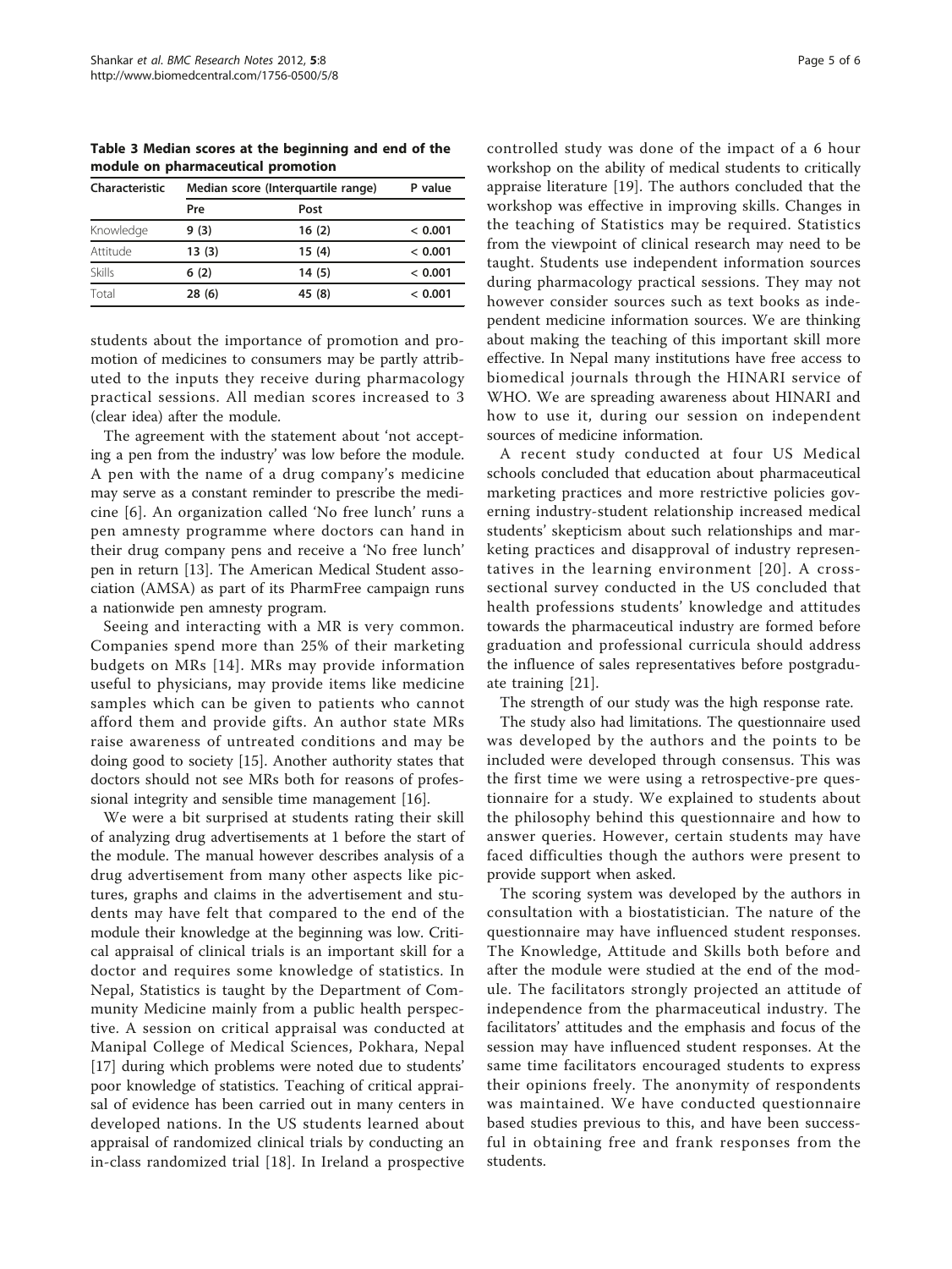**Table 3 Median scores at the beginning and end of the module on pharmaceutical promotion**

| Characteristic | Median score (Interquartile range) | | P value |
|---|---|---|---|
| | Pre | Post | |
| Knowledge | **9 (3)** | **16 (2)** | **< 0.001** |
| Attitude | **13 (3)** | **15 (4)** | **< 0.001** |
| Skills | **6 (2)** | **14 (5)** | **< 0.001** |
| Total | **28 (6)** | **45 (8)** | **< 0.001** |

students about the importance of promotion and promotion of medicines to consumers may be partly attributed to the inputs they receive during pharmacology practical sessions. All median scores increased to 3 (clear idea) after the module.

The agreement with the statement about 'not accepting a pen from the industry' was low before the module. A pen with the name of a drug company's medicine may serve as a constant reminder to prescribe the medicine [6]. An organization called 'No free lunch' runs a pen amnesty programme where doctors can hand in their drug company pens and receive a 'No free lunch' pen in return [13]. The American Medical Student association (AMSA) as part of its PharmFree campaign runs a nationwide pen amnesty program.

Seeing and interacting with a MR is very common. Companies spend more than 25% of their marketing budgets on MRs [14]. MRs may provide information useful to physicians, may provide items like medicine samples which can be given to patients who cannot afford them and provide gifts. An author state MRs raise awareness of untreated conditions and may be doing good to society [15]. Another authority states that doctors should not see MRs both for reasons of professional integrity and sensible time management [16].

We were a bit surprised at students rating their skill of analyzing drug advertisements at 1 before the start of the module. The manual however describes analysis of a drug advertisement from many other aspects like pictures, graphs and claims in the advertisement and students may have felt that compared to the end of the module their knowledge at the beginning was low. Critical appraisal of clinical trials is an important skill for a doctor and requires some knowledge of statistics. In Nepal, Statistics is taught by the Department of Community Medicine mainly from a public health perspective. A session on critical appraisal was conducted at Manipal College of Medical Sciences, Pokhara, Nepal [17] during which problems were noted due to students' poor knowledge of statistics. Teaching of critical appraisal of evidence has been carried out in many centers in developed nations. In the US students learned about appraisal of randomized clinical trials by conducting an in-class randomized trial [18]. In Ireland a prospective controlled study was done of the impact of a 6 hour workshop on the ability of medical students to critically appraise literature [19]. The authors concluded that the workshop was effective in improving skills. Changes in the teaching of Statistics may be required. Statistics from the viewpoint of clinical research may need to be taught. Students use independent information sources during pharmacology practical sessions. They may not however consider sources such as text books as independent medicine information sources. We are thinking about making the teaching of this important skill more effective. In Nepal many institutions have free access to biomedical journals through the HINARI service of WHO. We are spreading awareness about HINARI and how to use it, during our session on independent sources of medicine information.

A recent study conducted at four US Medical schools concluded that education about pharmaceutical marketing practices and more restrictive policies governing industry-student relationship increased medical students' skepticism about such relationships and marketing practices and disapproval of industry representatives in the learning environment [20]. A cross-sectional survey conducted in the US concluded that health professions students' knowledge and attitudes towards the pharmaceutical industry are formed before graduation and professional curricula should address the influence of sales representatives before postgraduate training [21].

The strength of our study was the high response rate.

The study also had limitations. The questionnaire used was developed by the authors and the points to be included were developed through consensus. This was the first time we were using a retrospective-pre questionnaire for a study. We explained to students about the philosophy behind this questionnaire and how to answer queries. However, certain students may have faced difficulties though the authors were present to provide support when asked.

The scoring system was developed by the authors in consultation with a biostatistician. The nature of the questionnaire may have influenced student responses. The Knowledge, Attitude and Skills both before and after the module were studied at the end of the module. The facilitators strongly projected an attitude of independence from the pharmaceutical industry. The facilitators' attitudes and the emphasis and focus of the session may have influenced student responses. At the same time facilitators encouraged students to express their opinions freely. The anonymity of respondents was maintained. We have conducted questionnaire based studies previous to this, and have been successful in obtaining free and frank responses from the students.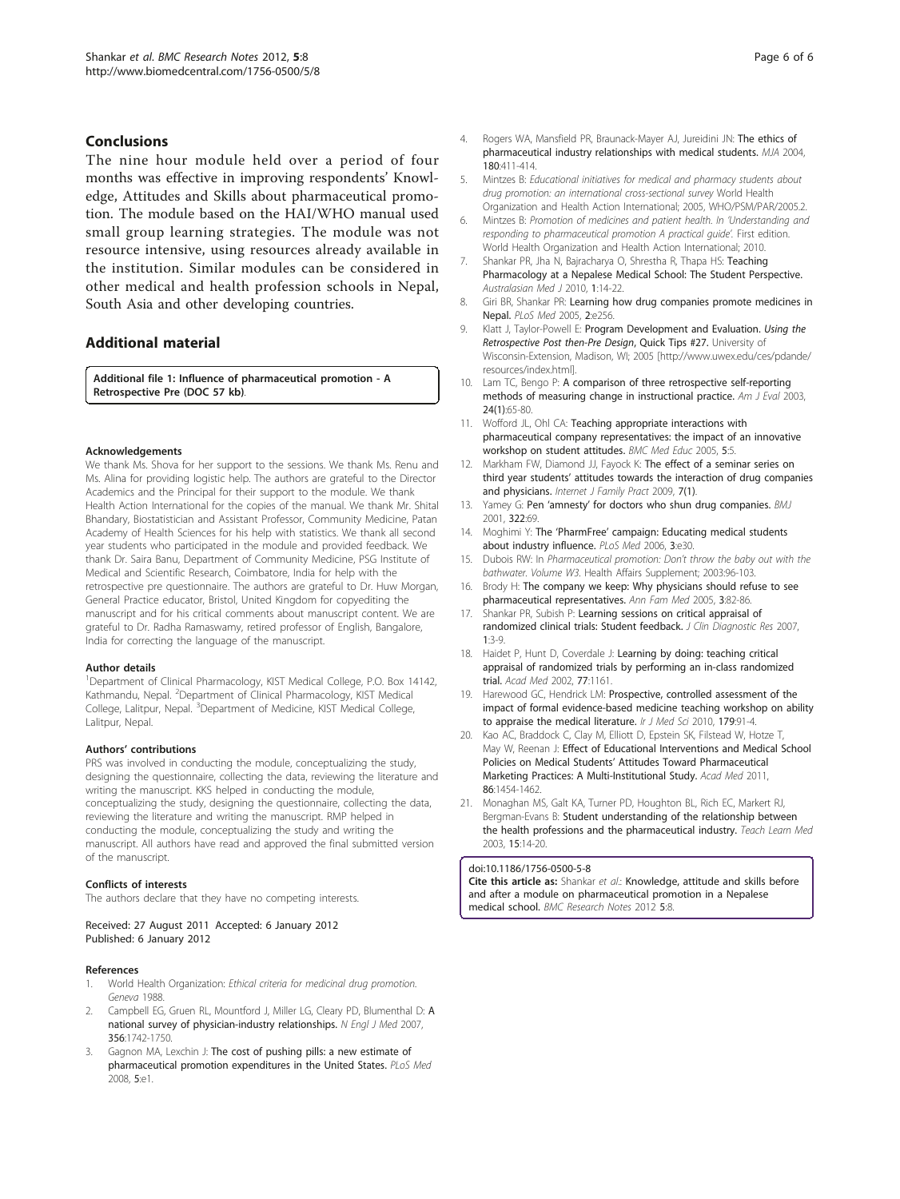## Conclusions

The nine hour module held over a period of four months was effective in improving respondents' Knowledge, Attitudes and Skills about pharmaceutical promotion. The module based on the HAI/WHO manual used small group learning strategies. The module was not resource intensive, using resources already available in the institution. Similar modules can be considered in other medical and health profession schools in Nepal, South Asia and other developing countries.

## Additional material

**Additional file 1: Influence of pharmaceutical promotion - A Retrospective Pre (DOC 57 kb)**.

#### Acknowledgements

We thank Ms. Shova for her support to the sessions. We thank Ms. Renu and Ms. Alina for providing logistic help. The authors are grateful to the Director Academics and the Principal for their support to the module. We thank Health Action International for the copies of the manual. We thank Mr. Shital Bhandary, Biostatistician and Assistant Professor, Community Medicine, Patan Academy of Health Sciences for his help with statistics. We thank all second year students who participated in the module and provided feedback. We thank Dr. Saira Banu, Department of Community Medicine, PSG Institute of Medical and Scientific Research, Coimbatore, India for help with the retrospective pre questionnaire. The authors are grateful to Dr. Huw Morgan, General Practice educator, Bristol, United Kingdom for copyediting the manuscript and for his critical comments about manuscript content. We are grateful to Dr. Radha Ramaswamy, retired professor of English, Bangalore, India for correcting the language of the manuscript.

#### Author details

[1]Department of Clinical Pharmacology, KIST Medical College, P.O. Box 14142, Kathmandu, Nepal. [2]Department of Clinical Pharmacology, KIST Medical College, Lalitpur, Nepal. [3]Department of Medicine, KIST Medical College, Lalitpur, Nepal.

#### Authors' contributions

PRS was involved in conducting the module, conceptualizing the study, designing the questionnaire, collecting the data, reviewing the literature and writing the manuscript. KKS helped in conducting the module, conceptualizing the study, designing the questionnaire, collecting the data, reviewing the literature and writing the manuscript. RMP helped in conducting the module, conceptualizing the study and writing the manuscript. All authors have read and approved the final submitted version of the manuscript.

#### Conflicts of interests

The authors declare that they have no competing interests.

Received: 27 August 2011 Accepted: 6 January 2012
Published: 6 January 2012

#### References

1. World Health Organization: *Ethical criteria for medicinal drug promotion. Geneva* 1988.
2. Campbell EG, Gruen RL, Mountford J, Miller LG, Cleary PD, Blumenthal D: **A national survey of physician-industry relationships.** *N Engl J Med* 2007, **356**:1742-1750.
3. Gagnon MA, Lexchin J: **The cost of pushing pills: a new estimate of pharmaceutical promotion expenditures in the United States.** *PLoS Med* 2008, **5**:e1.
4. Rogers WA, Mansfield PR, Braunack-Mayer AJ, Jureidini JN: **The ethics of pharmaceutical industry relationships with medical students.** *MJA* 2004, **180**:411-414.
5. Mintzes B: *Educational initiatives for medical and pharmacy students about drug promotion: an international cross-sectional survey* World Health Organization and Health Action International; 2005, WHO/PSM/PAR/2005.2.
6. Mintzes B: *Promotion of medicines and patient health. In 'Understanding and responding to pharmaceutical promotion A practical guide'.* First edition. World Health Organization and Health Action International; 2010.
7. Shankar PR, Jha N, Bajracharya O, Shrestha R, Thapa HS: **Teaching Pharmacology at a Nepalese Medical School: The Student Perspective.** *Australasian Med J* 2010, **1**:14-22.
8. Giri BR, Shankar PR: **Learning how drug companies promote medicines in Nepal.** *PLoS Med* 2005, **2**:e256.
9. Klatt J, Taylor-Powell E: **Program Development and Evaluation.** *Using the Retrospective Post then-Pre Design*, Quick Tips #27. University of Wisconsin-Extension, Madison, WI; 2005 [http://www.uwex.edu/ces/pdande/resources/index.html].
10. Lam TC, Bengo P: **A comparison of three retrospective self-reporting methods of measuring change in instructional practice.** *Am J Eval* 2003, **24(1)**:65-80.
11. Wofford JL, Ohl CA: **Teaching appropriate interactions with pharmaceutical company representatives: the impact of an innovative workshop on student attitudes.** *BMC Med Educ* 2005, **5**:5.
12. Markham FW, Diamond JJ, Fayock K: **The effect of a seminar series on third year students' attitudes towards the interaction of drug companies and physicians.** *Internet J Family Pract* 2009, **7(1)**.
13. Yamey G: **Pen 'amnesty' for doctors who shun drug companies.** *BMJ* 2001, **322**:69.
14. Moghimi Y: **The 'PharmFree' campaign: Educating medical students about industry influence.** *PLoS Med* 2006, **3**:e30.
15. Dubois RW: In *Pharmaceutical promotion: Don't throw the baby out with the bathwater. Volume W3*. Health Affairs Supplement; 2003:96-103.
16. Brody H: **The company we keep: Why physicians should refuse to see pharmaceutical representatives.** *Ann Fam Med* 2005, **3**:82-86.
17. Shankar PR, Subish P: **Learning sessions on critical appraisal of randomized clinical trials: Student feedback.** *J Clin Diagnostic Res* 2007, **1**:3-9.
18. Haidet P, Hunt D, Coverdale J: **Learning by doing: teaching critical appraisal of randomized trials by performing an in-class randomized trial.** *Acad Med* 2002, **77**:1161.
19. Harewood GC, Hendrick LM: **Prospective, controlled assessment of the impact of formal evidence-based medicine teaching workshop on ability to appraise the medical literature.** *Ir J Med Sci* 2010, **179**:91-4.
20. Kao AC, Braddock C, Clay M, Elliott D, Epstein SK, Filstead W, Hotze T, May W, Reenan J: **Effect of Educational Interventions and Medical School Policies on Medical Students' Attitudes Toward Pharmaceutical Marketing Practices: A Multi-Institutional Study.** *Acad Med* 2011, **86**:1454-1462.
21. Monaghan MS, Galt KA, Turner PD, Houghton BL, Rich EC, Markert RJ, Bergman-Evans B: **Student understanding of the relationship between the health professions and the pharmaceutical industry.** *Teach Learn Med* 2003, **15**:14-20.

doi:10.1186/1756-0500-5-8

**Cite this article as:** Shankar *et al.*: Knowledge, attitude and skills before and after a module on pharmaceutical promotion in a Nepalese medical school. *BMC Research Notes* 2012 **5**:8.